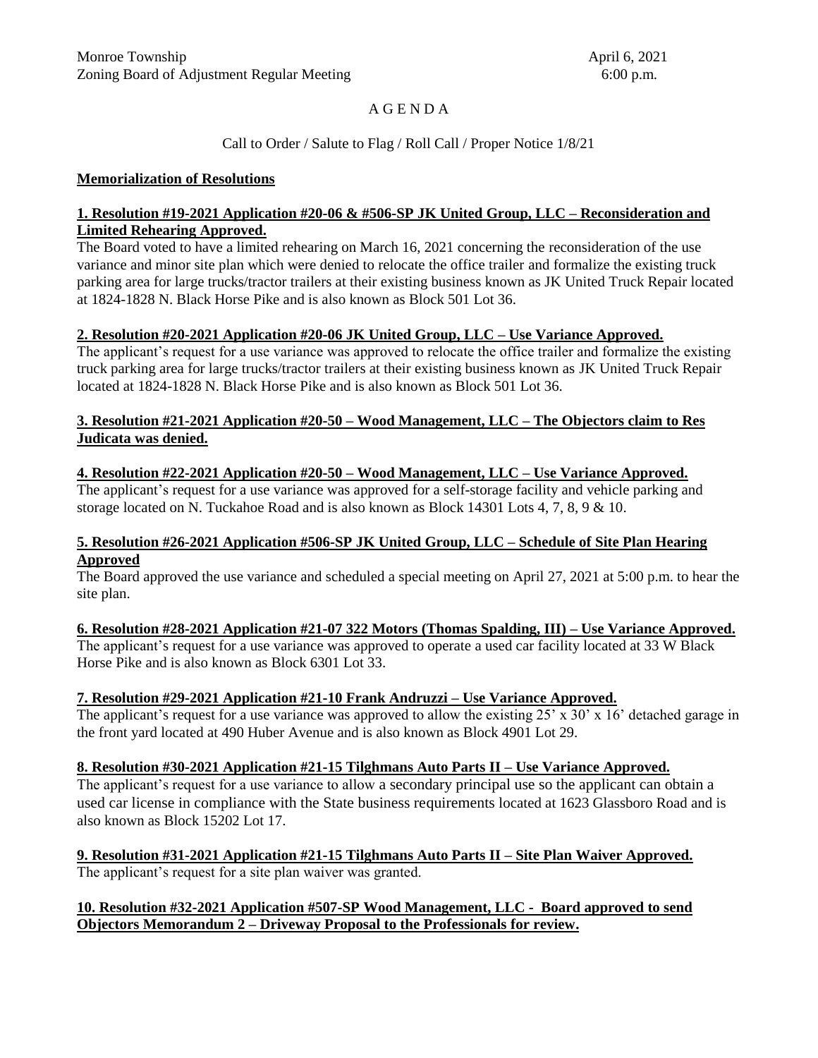Monroe Township April 6, 2021
Zoning Board of Adjustment Regular Meeting 6:00 p.m.

# A G E N D A

Call to Order / Salute to Flag / Roll Call / Proper Notice 1/8/21

**Memorialization of Resolutions**

**1. Resolution #19-2021 Application #20-06 & #506-SP JK United Group, LLC – Reconsideration and Limited Rehearing Approved.**
The Board voted to have a limited rehearing on March 16, 2021 concerning the reconsideration of the use variance and minor site plan which were denied to relocate the office trailer and formalize the existing truck parking area for large trucks/tractor trailers at their existing business known as JK United Truck Repair located at 1824-1828 N. Black Horse Pike and is also known as Block 501 Lot 36.

**2. Resolution #20-2021 Application #20-06 JK United Group, LLC – Use Variance Approved.**
The applicant's request for a use variance was approved to relocate the office trailer and formalize the existing truck parking area for large trucks/tractor trailers at their existing business known as JK United Truck Repair located at 1824-1828 N. Black Horse Pike and is also known as Block 501 Lot 36.

**3. Resolution #21-2021 Application #20-50 – Wood Management, LLC – The Objectors claim to Res Judicata was denied.**

**4. Resolution #22-2021 Application #20-50 – Wood Management, LLC – Use Variance Approved.**
The applicant's request for a use variance was approved for a self-storage facility and vehicle parking and storage located on N. Tuckahoe Road and is also known as Block 14301 Lots 4, 7, 8, 9 & 10.

**5. Resolution #26-2021 Application #506-SP JK United Group, LLC – Schedule of Site Plan Hearing Approved**
The Board approved the use variance and scheduled a special meeting on April 27, 2021 at 5:00 p.m. to hear the site plan.

**6. Resolution #28-2021 Application #21-07 322 Motors (Thomas Spalding, III) – Use Variance Approved.**
The applicant's request for a use variance was approved to operate a used car facility located at 33 W Black Horse Pike and is also known as Block 6301 Lot 33.

**7. Resolution #29-2021 Application #21-10 Frank Andruzzi – Use Variance Approved.**
The applicant's request for a use variance was approved to allow the existing 25' x 30' x 16' detached garage in the front yard located at 490 Huber Avenue and is also known as Block 4901 Lot 29.

**8. Resolution #30-2021 Application #21-15 Tilghmans Auto Parts II – Use Variance Approved.**
The applicant's request for a use variance to allow a secondary principal use so the applicant can obtain a used car license in compliance with the State business requirements located at 1623 Glassboro Road and is also known as Block 15202 Lot 17.

**9. Resolution #31-2021 Application #21-15 Tilghmans Auto Parts II – Site Plan Waiver Approved.**
The applicant's request for a site plan waiver was granted.

**10. Resolution #32-2021 Application #507-SP Wood Management, LLC - Board approved to send Objectors Memorandum 2 – Driveway Proposal to the Professionals for review.**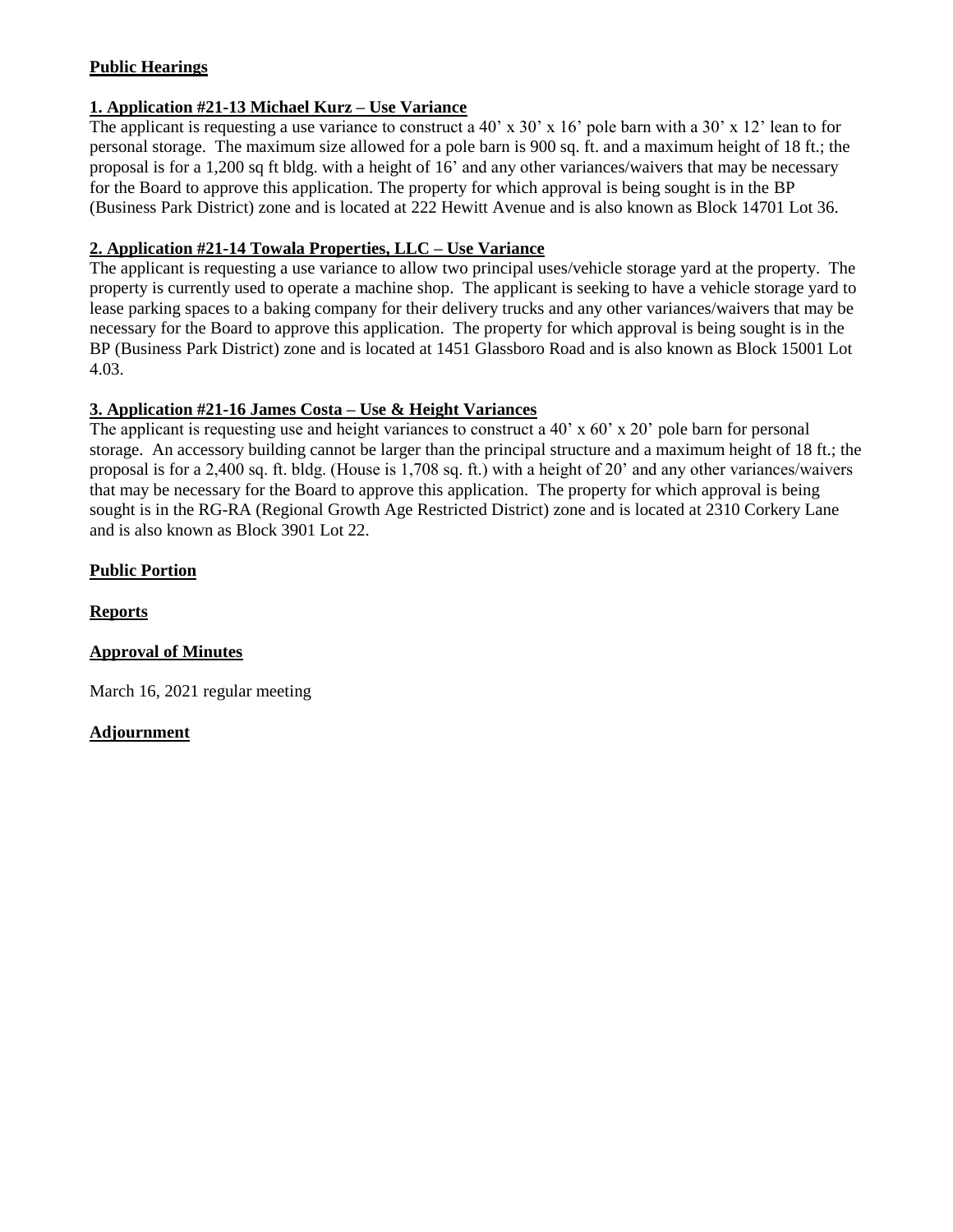**Public Hearings**

**1. Application #21-13 Michael Kurz – Use Variance**

The applicant is requesting a use variance to construct a 40' x 30' x 16' pole barn with a 30' x 12' lean to for personal storage. The maximum size allowed for a pole barn is 900 sq. ft. and a maximum height of 18 ft.; the proposal is for a 1,200 sq ft bldg. with a height of 16' and any other variances/waivers that may be necessary for the Board to approve this application. The property for which approval is being sought is in the BP (Business Park District) zone and is located at 222 Hewitt Avenue and is also known as Block 14701 Lot 36.

**2. Application #21-14 Towala Properties, LLC – Use Variance**

The applicant is requesting a use variance to allow two principal uses/vehicle storage yard at the property. The property is currently used to operate a machine shop. The applicant is seeking to have a vehicle storage yard to lease parking spaces to a baking company for their delivery trucks and any other variances/waivers that may be necessary for the Board to approve this application. The property for which approval is being sought is in the BP (Business Park District) zone and is located at 1451 Glassboro Road and is also known as Block 15001 Lot 4.03.

**3. Application #21-16 James Costa – Use & Height Variances**

The applicant is requesting use and height variances to construct a 40' x 60' x 20' pole barn for personal storage. An accessory building cannot be larger than the principal structure and a maximum height of 18 ft.; the proposal is for a 2,400 sq. ft. bldg. (House is 1,708 sq. ft.) with a height of 20' and any other variances/waivers that may be necessary for the Board to approve this application. The property for which approval is being sought is in the RG-RA (Regional Growth Age Restricted District) zone and is located at 2310 Corkery Lane and is also known as Block 3901 Lot 22.

**Public Portion**

**Reports**

**Approval of Minutes**

March 16, 2021 regular meeting

**Adjournment**